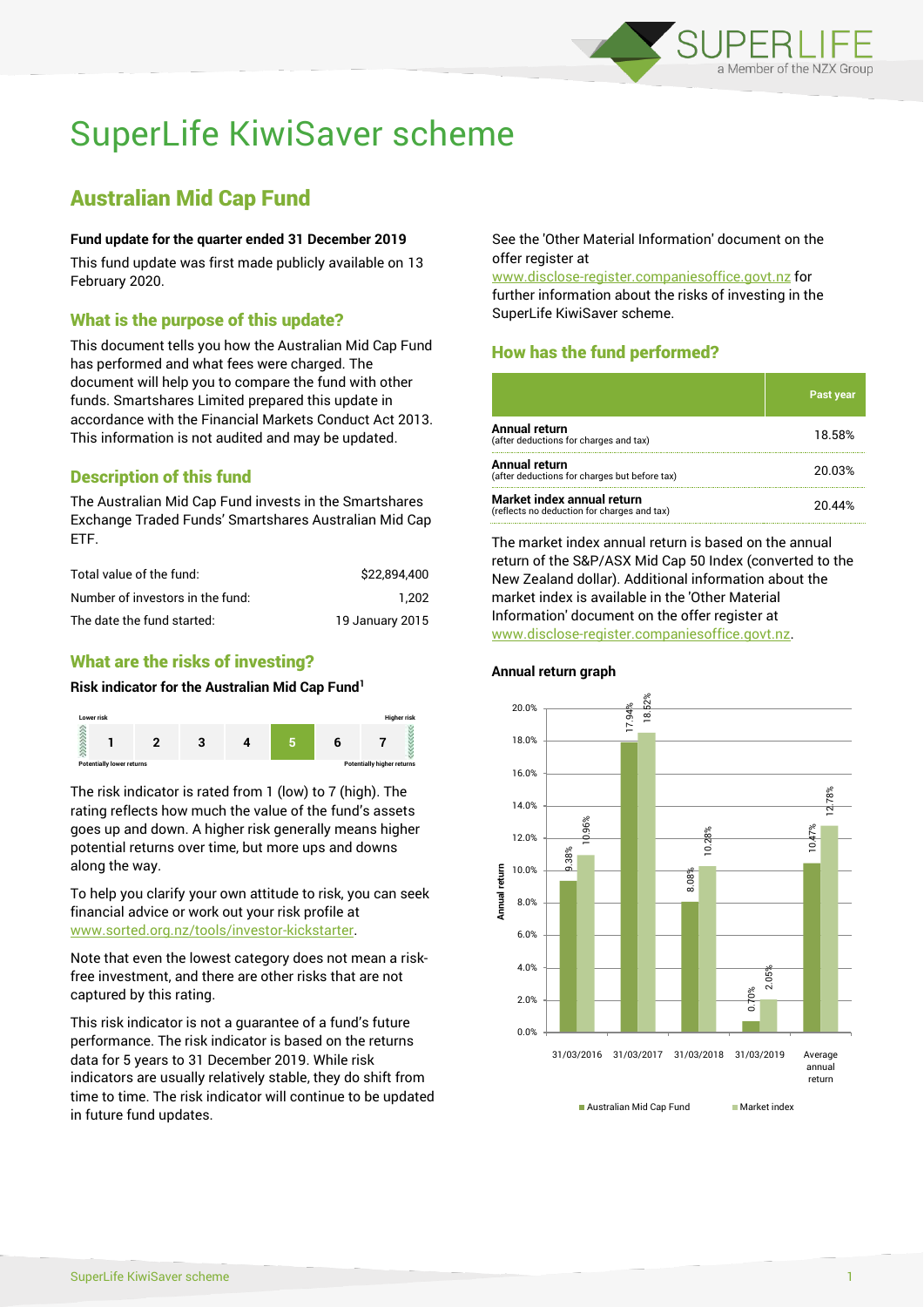# SuperLife KiwiSaver scheme

## Australian Mid Cap Fund

**Fund update for the quarter ended 31 December 2019**

This fund update was first made publicly available on 13 February 2020.

### What is the purpose of this update?

This document tells you how the Australian Mid Cap Fund has performed and what fees were charged. The document will help you to compare the fund with other funds. Smartshares Limited prepared this update in accordance with the Financial Markets Conduct Act 2013. This information is not audited and may be updated.

### Description of this fund

The Australian Mid Cap Fund invests in the Smartshares Exchange Traded Funds' Smartshares Australian Mid Cap ETF.

| | |
|---|---|
| Total value of the fund: | $22,894,400 |
| Number of investors in the fund: | 1,202 |
| The date the fund started: | 19 January 2015 |

### What are the risks of investing?

**Risk indicator for the Australian Mid Cap Fund[1]**

| Lower risk | | | | | | Higher risk |
|---|---|---|---|---|---|---|
| 1 | 2 | 3 | 4 | **5** | 6 | 7 |
| Potentially lower returns | | | | | | Potentially higher returns |

The risk indicator is rated from 1 (low) to 7 (high). The rating reflects how much the value of the fund's assets goes up and down. A higher risk generally means higher potential returns over time, but more ups and downs along the way.

To help you clarify your own attitude to risk, you can seek financial advice or work out your risk profile at www.sorted.org.nz/tools/investor-kickstarter.

Note that even the lowest category does not mean a risk-free investment, and there are other risks that are not captured by this rating.

This risk indicator is not a guarantee of a fund's future performance. The risk indicator is based on the returns data for 5 years to 31 December 2019. While risk indicators are usually relatively stable, they do shift from time to time. The risk indicator will continue to be updated in future fund updates.

See the 'Other Material Information' document on the offer register at www.disclose-register.companiesoffice.govt.nz for further information about the risks of investing in the SuperLife KiwiSaver scheme.

### How has the fund performed?

| | Past year |
|---|---|
| **Annual return** (after deductions for charges and tax) | 18.58% |
| **Annual return** (after deductions for charges but before tax) | 20.03% |
| **Market index annual return** (reflects no deduction for charges and tax) | 20.44% |

The market index annual return is based on the annual return of the S&P/ASX Mid Cap 50 Index (converted to the New Zealand dollar). Additional information about the market index is available in the 'Other Material Information' document on the offer register at www.disclose-register.companiesoffice.govt.nz.

**Annual return graph**

| | Australian Mid Cap Fund | Market index |
|---|---|---|
| 31/03/2016 | 9.38% | 10.96% |
| 31/03/2017 | 17.94% | 18.52% |
| 31/03/2018 | 8.08% | 10.28% |
| 31/03/2019 | 0.70% | 2.05% |
| Average annual return | 10.47% | 12.78% |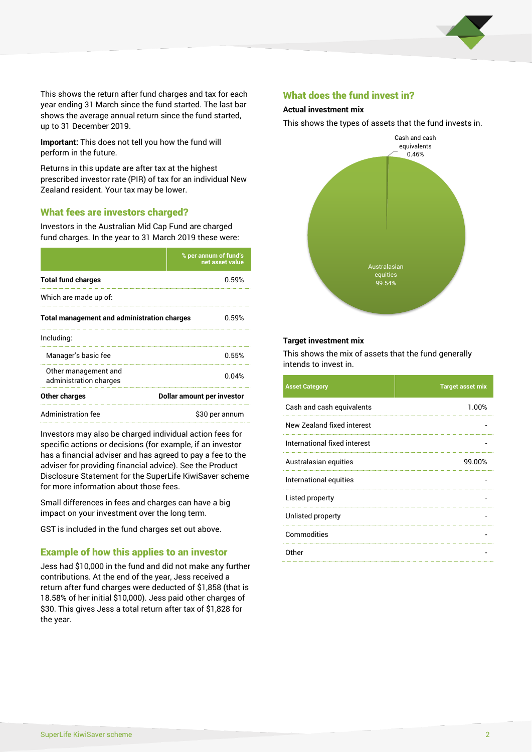This shows the return after fund charges and tax for each year ending 31 March since the fund started. The last bar shows the average annual return since the fund started, up to 31 December 2019.

**Important:** This does not tell you how the fund will perform in the future.

Returns in this update are after tax at the highest prescribed investor rate (PIR) of tax for an individual New Zealand resident. Your tax may be lower.

## What fees are investors charged?

Investors in the Australian Mid Cap Fund are charged fund charges. In the year to 31 March 2019 these were:

| | % per annum of fund's net asset value |
|---|---|
| **Total fund charges** | 0.59% |
| Which are made up of: | |
| **Total management and administration charges** | 0.59% |
| Including: | |
| Manager's basic fee | 0.55% |
| Other management and administration charges | 0.04% |
| **Other charges** | **Dollar amount per investor** |
| Administration fee | $30 per annum |

Investors may also be charged individual action fees for specific actions or decisions (for example, if an investor has a financial adviser and has agreed to pay a fee to the adviser for providing financial advice). See the Product Disclosure Statement for the SuperLife KiwiSaver scheme for more information about those fees.

Small differences in fees and charges can have a big impact on your investment over the long term.

GST is included in the fund charges set out above.

## Example of how this applies to an investor

Jess had $10,000 in the fund and did not make any further contributions. At the end of the year, Jess received a return after fund charges were deducted of $1,858 (that is 18.58% of her initial $10,000). Jess paid other charges of $30. This gives Jess a total return after tax of $1,828 for the year.

## What does the fund invest in?

### Actual investment mix

This shows the types of assets that the fund invests in.

- Cash and cash equivalents: 0.46%
- Australasian equities: 99.54%

### Target investment mix

This shows the mix of assets that the fund generally intends to invest in.

| Asset Category | Target asset mix |
|---|---|
| Cash and cash equivalents | 1.00% |
| New Zealand fixed interest | - |
| International fixed interest | - |
| Australasian equities | 99.00% |
| International equities | - |
| Listed property | - |
| Unlisted property | - |
| Commodities | - |
| Other | - |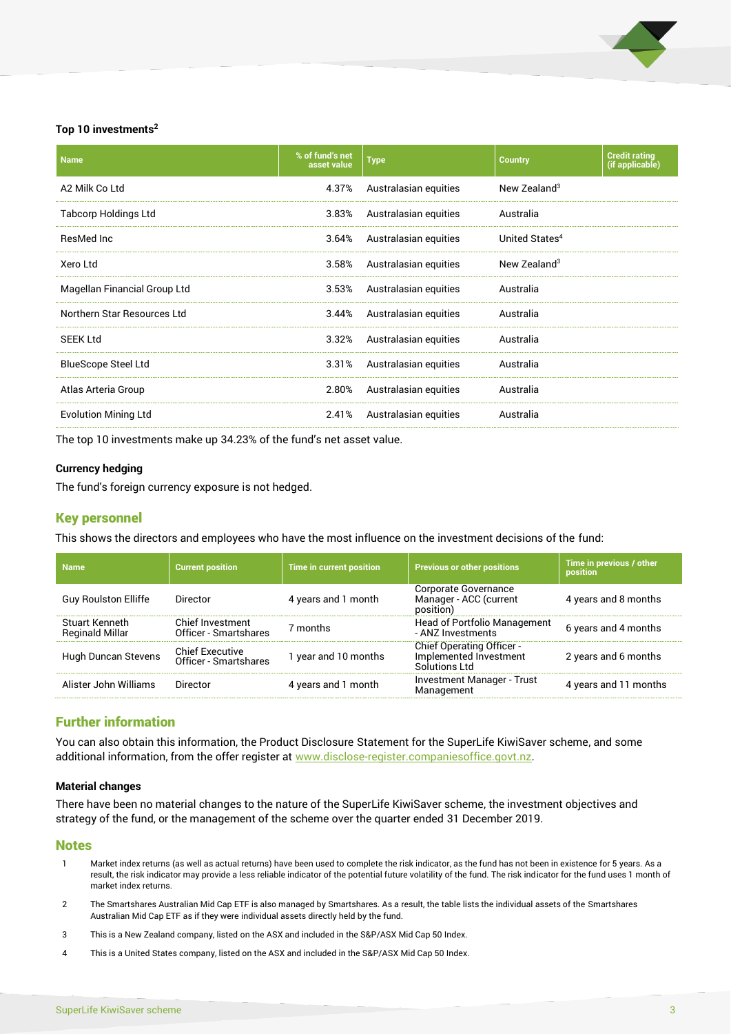### Top 10 investments[2]

| Name | % of fund's net asset value | Type | Country | Credit rating (if applicable) |
|---|---|---|---|---|
| A2 Milk Co Ltd | 4.37% | Australasian equities | New Zealand[3] | |
| Tabcorp Holdings Ltd | 3.83% | Australasian equities | Australia | |
| ResMed Inc | 3.64% | Australasian equities | United States[4] | |
| Xero Ltd | 3.58% | Australasian equities | New Zealand[3] | |
| Magellan Financial Group Ltd | 3.53% | Australasian equities | Australia | |
| Northern Star Resources Ltd | 3.44% | Australasian equities | Australia | |
| SEEK Ltd | 3.32% | Australasian equities | Australia | |
| BlueScope Steel Ltd | 3.31% | Australasian equities | Australia | |
| Atlas Arteria Group | 2.80% | Australasian equities | Australia | |
| Evolution Mining Ltd | 2.41% | Australasian equities | Australia | |

The top 10 investments make up 34.23% of the fund's net asset value.

### Currency hedging

The fund's foreign currency exposure is not hedged.

## Key personnel

This shows the directors and employees who have the most influence on the investment decisions of the fund:

| Name | Current position | Time in current position | Previous or other positions | Time in previous / other position |
|---|---|---|---|---|
| Guy Roulston Elliffe | Director | 4 years and 1 month | Corporate Governance Manager - ACC (current position) | 4 years and 8 months |
| Stuart Kenneth Reginald Millar | Chief Investment Officer - Smartshares | 7 months | Head of Portfolio Management - ANZ Investments | 6 years and 4 months |
| Hugh Duncan Stevens | Chief Executive Officer - Smartshares | 1 year and 10 months | Chief Operating Officer - Implemented Investment Solutions Ltd | 2 years and 6 months |
| Alister John Williams | Director | 4 years and 1 month | Investment Manager - Trust Management | 4 years and 11 months |

## Further information

You can also obtain this information, the Product Disclosure Statement for the SuperLife KiwiSaver scheme, and some additional information, from the offer register at www.disclose-register.companiesoffice.govt.nz.

### Material changes

There have been no material changes to the nature of the SuperLife KiwiSaver scheme, the investment objectives and strategy of the fund, or the management of the scheme over the quarter ended 31 December 2019.

## Notes

1. Market index returns (as well as actual returns) have been used to complete the risk indicator, as the fund has not been in existence for 5 years. As a result, the risk indicator may provide a less reliable indicator of the potential future volatility of the fund. The risk indicator for the fund uses 1 month of market index returns.
2. The Smartshares Australian Mid Cap ETF is also managed by Smartshares. As a result, the table lists the individual assets of the Smartshares Australian Mid Cap ETF as if they were individual assets directly held by the fund.
3. This is a New Zealand company, listed on the ASX and included in the S&P/ASX Mid Cap 50 Index.
4. This is a United States company, listed on the ASX and included in the S&P/ASX Mid Cap 50 Index.